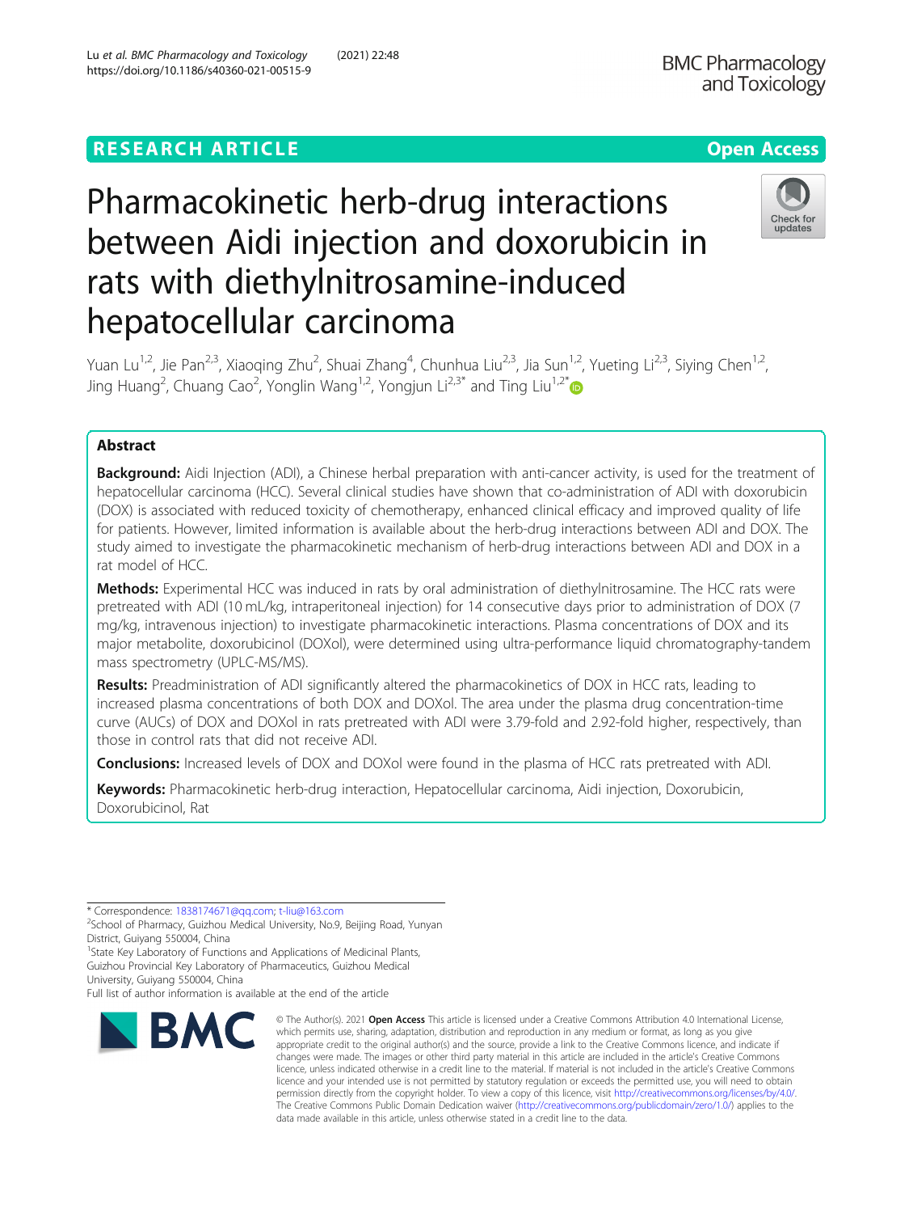# Pharmacokinetic herb-drug interactions between Aidi injection and doxorubicin in rats with diethylnitrosamine-induced hepatocellular carcinoma

Yuan Lu[1,2], Jie Pan[2,3], Xiaoqing Zhu[2], Shuai Zhang[4], Chunhua Liu[2,3], Jia Sun[1,2], Yueting Li[2,3], Siying Chen[1,2], Jing Huang[2], Chuang Cao[2], Yonglin Wang[1,2], Yongjun Li[2,3*] and Ting Liu[1,2*]

## Abstract

**Background:** Aidi Injection (ADI), a Chinese herbal preparation with anti-cancer activity, is used for the treatment of hepatocellular carcinoma (HCC). Several clinical studies have shown that co-administration of ADI with doxorubicin (DOX) is associated with reduced toxicity of chemotherapy, enhanced clinical efficacy and improved quality of life for patients. However, limited information is available about the herb-drug interactions between ADI and DOX. The study aimed to investigate the pharmacokinetic mechanism of herb-drug interactions between ADI and DOX in a rat model of HCC.

**Methods:** Experimental HCC was induced in rats by oral administration of diethylnitrosamine. The HCC rats were pretreated with ADI (10 mL/kg, intraperitoneal injection) for 14 consecutive days prior to administration of DOX (7 mg/kg, intravenous injection) to investigate pharmacokinetic interactions. Plasma concentrations of DOX and its major metabolite, doxorubicinol (DOXol), were determined using ultra-performance liquid chromatography-tandem mass spectrometry (UPLC-MS/MS).

**Results:** Preadministration of ADI significantly altered the pharmacokinetics of DOX in HCC rats, leading to increased plasma concentrations of both DOX and DOXol. The area under the plasma drug concentration-time curve (AUCs) of DOX and DOXol in rats pretreated with ADI were 3.79-fold and 2.92-fold higher, respectively, than those in control rats that did not receive ADI.

**Conclusions:** Increased levels of DOX and DOXol were found in the plasma of HCC rats pretreated with ADI.

**Keywords:** Pharmacokinetic herb-drug interaction, Hepatocellular carcinoma, Aidi injection, Doxorubicin, Doxorubicinol, Rat

\* Correspondence: 1838174671@qq.com; t-liu@163.com

[2] School of Pharmacy, Guizhou Medical University, No.9, Beijing Road, Yunyan District, Guiyang 550004, China

[1] State Key Laboratory of Functions and Applications of Medicinal Plants, Guizhou Provincial Key Laboratory of Pharmaceutics, Guizhou Medical University, Guiyang 550004, China

Full list of author information is available at the end of the article

© The Author(s). 2021 **Open Access** This article is licensed under a Creative Commons Attribution 4.0 International License, which permits use, sharing, adaptation, distribution and reproduction in any medium or format, as long as you give appropriate credit to the original author(s) and the source, provide a link to the Creative Commons licence, and indicate if changes were made. The images or other third party material in this article are included in the article's Creative Commons licence, unless indicated otherwise in a credit line to the material. If material is not included in the article's Creative Commons licence and your intended use is not permitted by statutory regulation or exceeds the permitted use, you will need to obtain permission directly from the copyright holder. To view a copy of this licence, visit http://creativecommons.org/licenses/by/4.0/. The Creative Commons Public Domain Dedication waiver (http://creativecommons.org/publicdomain/zero/1.0/) applies to the data made available in this article, unless otherwise stated in a credit line to the data.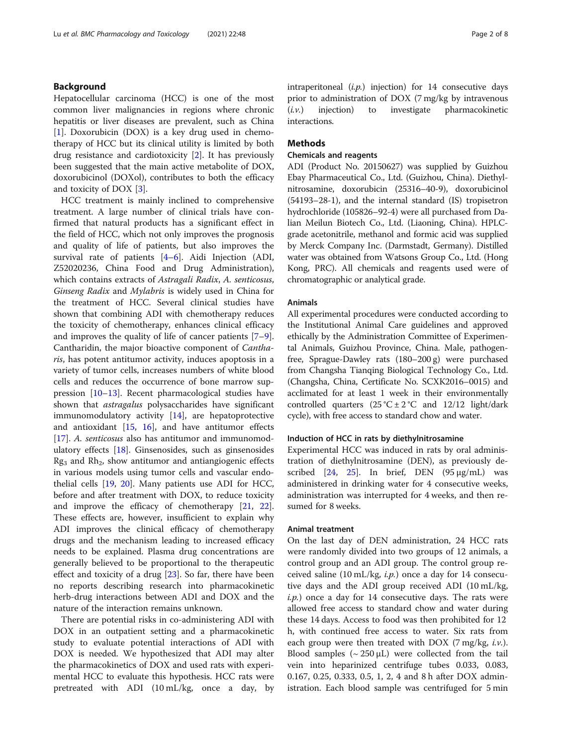## Background

Hepatocellular carcinoma (HCC) is one of the most common liver malignancies in regions where chronic hepatitis or liver diseases are prevalent, such as China [1]. Doxorubicin (DOX) is a key drug used in chemotherapy of HCC but its clinical utility is limited by both drug resistance and cardiotoxicity [2]. It has previously been suggested that the main active metabolite of DOX, doxorubicinol (DOXol), contributes to both the efficacy and toxicity of DOX [3].

HCC treatment is mainly inclined to comprehensive treatment. A large number of clinical trials have confirmed that natural products has a significant effect in the field of HCC, which not only improves the prognosis and quality of life of patients, but also improves the survival rate of patients [4–6]. Aidi Injection (ADI, Z52020236, China Food and Drug Administration), which contains extracts of *Astragali Radix*, *A. senticosus*, *Ginseng Radix* and *Mylabris* is widely used in China for the treatment of HCC. Several clinical studies have shown that combining ADI with chemotherapy reduces the toxicity of chemotherapy, enhances clinical efficacy and improves the quality of life of cancer patients [7–9]. Cantharidin, the major bioactive component of *Cantharis*, has potent antitumor activity, induces apoptosis in a variety of tumor cells, increases numbers of white blood cells and reduces the occurrence of bone marrow suppression [10–13]. Recent pharmacological studies have shown that *astragalus* polysaccharides have significant immunomodulatory activity [14], are hepatoprotective and antioxidant [15, 16], and have antitumor effects [17]. *A. senticosus* also has antitumor and immunomodulatory effects [18]. Ginsenosides, such as ginsenosides $Rg_3$ and $Rh_2$, show antitumor and antiangiogenic effects in various models using tumor cells and vascular endothelial cells [19, 20]. Many patients use ADI for HCC, before and after treatment with DOX, to reduce toxicity and improve the efficacy of chemotherapy [21, 22]. These effects are, however, insufficient to explain why ADI improves the clinical efficacy of chemotherapy drugs and the mechanism leading to increased efficacy needs to be explained. Plasma drug concentrations are generally believed to be proportional to the therapeutic effect and toxicity of a drug [23]. So far, there have been no reports describing research into pharmacokinetic herb-drug interactions between ADI and DOX and the nature of the interaction remains unknown.

There are potential risks in co-administering ADI with DOX in an outpatient setting and a pharmacokinetic study to evaluate potential interactions of ADI with DOX is needed. We hypothesized that ADI may alter the pharmacokinetics of DOX and used rats with experimental HCC to evaluate this hypothesis. HCC rats were pretreated with ADI (10 mL/kg, once a day, by intraperitoneal (*i.p.*) injection) for 14 consecutive days prior to administration of DOX (7 mg/kg by intravenous (*i.v.*) injection) to investigate pharmacokinetic interactions.

## Methods

### Chemicals and reagents

ADI (Product No. 20150627) was supplied by Guizhou Ebay Pharmaceutical Co., Ltd. (Guizhou, China). Diethylnitrosamine, doxorubicin (25316–40-9), doxorubicinol (54193–28-1), and the internal standard (IS) tropisetron hydrochloride (105826–92-4) were all purchased from Dalian Meilun Biotech Co., Ltd. (Liaoning, China). HPLC-grade acetonitrile, methanol and formic acid was supplied by Merck Company Inc. (Darmstadt, Germany). Distilled water was obtained from Watsons Group Co., Ltd. (Hong Kong, PRC). All chemicals and reagents used were of chromatographic or analytical grade.

### Animals

All experimental procedures were conducted according to the Institutional Animal Care guidelines and approved ethically by the Administration Committee of Experimental Animals, Guizhou Province, China. Male, pathogen-free, Sprague-Dawley rats (180–200 g) were purchased from Changsha Tianqing Biological Technology Co., Ltd. (Changsha, China, Certificate No. SCXK2016–0015) and acclimated for at least 1 week in their environmentally controlled quarters (25 °C ± 2 °C and 12/12 light/dark cycle), with free access to standard chow and water.

### Induction of HCC in rats by diethylnitrosamine

Experimental HCC was induced in rats by oral administration of diethylnitrosamine (DEN), as previously described [24, 25]. In brief, DEN (95 μg/mL) was administered in drinking water for 4 consecutive weeks, administration was interrupted for 4 weeks, and then resumed for 8 weeks.

### Animal treatment

On the last day of DEN administration, 24 HCC rats were randomly divided into two groups of 12 animals, a control group and an ADI group. The control group received saline (10 mL/kg, *i.p.*) once a day for 14 consecutive days and the ADI group received ADI (10 mL/kg, *i.p.*) once a day for 14 consecutive days. The rats were allowed free access to standard chow and water during these 14 days. Access to food was then prohibited for 12 h, with continued free access to water. Six rats from each group were then treated with DOX (7 mg/kg, *i.v.*). Blood samples (~ 250 μL) were collected from the tail vein into heparinized centrifuge tubes 0.033, 0.083, 0.167, 0.25, 0.333, 0.5, 1, 2, 4 and 8 h after DOX administration. Each blood sample was centrifuged for 5 min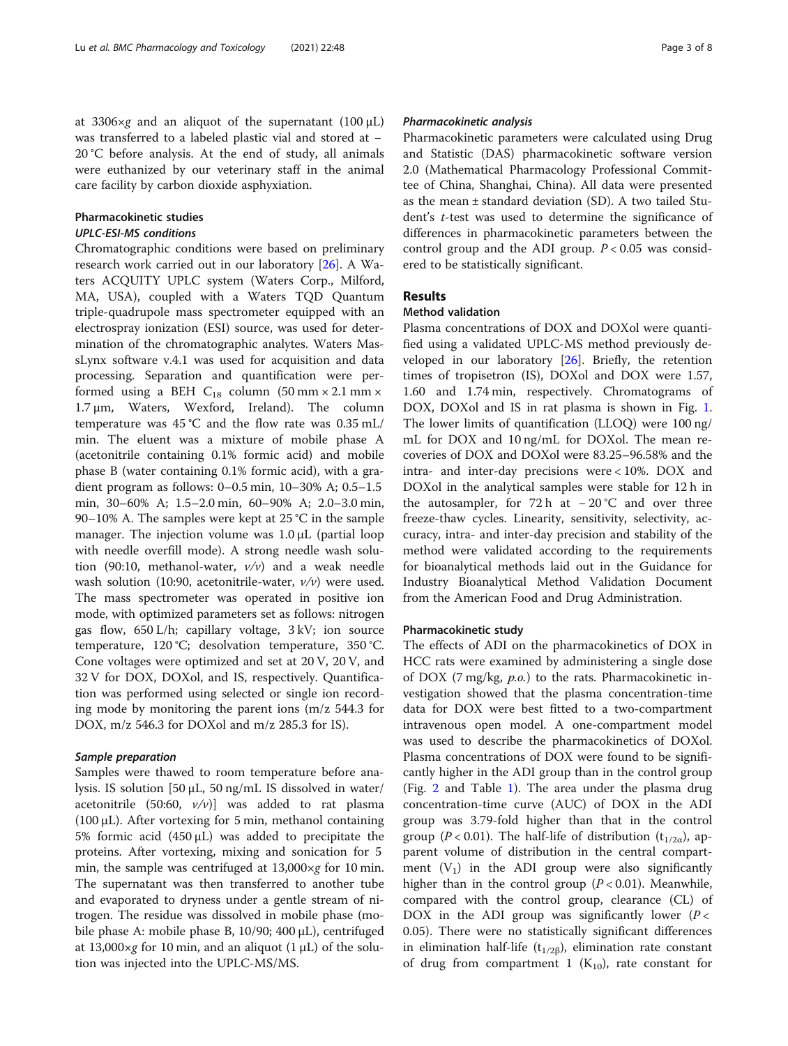at 3306×g and an aliquot of the supernatant (100 μL) was transferred to a labeled plastic vial and stored at − 20 °C before analysis. At the end of study, all animals were euthanized by our veterinary staff in the animal care facility by carbon dioxide asphyxiation.

## Pharmacokinetic studies

### UPLC-ESI-MS conditions

Chromatographic conditions were based on preliminary research work carried out in our laboratory [26]. A Waters ACQUITY UPLC system (Waters Corp., Milford, MA, USA), coupled with a Waters TQD Quantum triple-quadrupole mass spectrometer equipped with an electrospray ionization (ESI) source, was used for determination of the chromatographic analytes. Waters MassLynx software v.4.1 was used for acquisition and data processing. Separation and quantification were performed using a BEH $C_{18}$ column (50 mm × 2.1 mm × 1.7 μm, Waters, Wexford, Ireland). The column temperature was 45 °C and the flow rate was 0.35 mL/min. The eluent was a mixture of mobile phase A (acetonitrile containing 0.1% formic acid) and mobile phase B (water containing 0.1% formic acid), with a gradient program as follows: 0–0.5 min, 10–30% A; 0.5–1.5 min, 30–60% A; 1.5–2.0 min, 60–90% A; 2.0–3.0 min, 90–10% A. The samples were kept at 25 °C in the sample manager. The injection volume was 1.0 μL (partial loop with needle overfill mode). A strong needle wash solution (90:10, methanol-water, *v/v*) and a weak needle wash solution (10:90, acetonitrile-water, *v/v*) were used. The mass spectrometer was operated in positive ion mode, with optimized parameters set as follows: nitrogen gas flow, 650 L/h; capillary voltage, 3 kV; ion source temperature, 120 °C; desolvation temperature, 350 °C. Cone voltages were optimized and set at 20 V, 20 V, and 32 V for DOX, DOXol, and IS, respectively. Quantification was performed using selected or single ion recording mode by monitoring the parent ions (m/z 544.3 for DOX, m/z 546.3 for DOXol and m/z 285.3 for IS).

### Sample preparation

Samples were thawed to room temperature before analysis. IS solution [50 μL, 50 ng/mL IS dissolved in water/acetonitrile (50:60, *v/v*)] was added to rat plasma (100 μL). After vortexing for 5 min, methanol containing 5% formic acid (450 μL) was added to precipitate the proteins. After vortexing, mixing and sonication for 5 min, the sample was centrifuged at 13,000×g for 10 min. The supernatant was then transferred to another tube and evaporated to dryness under a gentle stream of nitrogen. The residue was dissolved in mobile phase (mobile phase A: mobile phase B, 10/90; 400 μL), centrifuged at 13,000×g for 10 min, and an aliquot (1 μL) of the solution was injected into the UPLC-MS/MS.

### Pharmacokinetic analysis

Pharmacokinetic parameters were calculated using Drug and Statistic (DAS) pharmacokinetic software version 2.0 (Mathematical Pharmacology Professional Committee of China, Shanghai, China). All data were presented as the mean ± standard deviation (SD). A two tailed Student's *t*-test was used to determine the significance of differences in pharmacokinetic parameters between the control group and the ADI group. $P < 0.05$ was considered to be statistically significant.

# Results

## Method validation

Plasma concentrations of DOX and DOXol were quantified using a validated UPLC-MS method previously developed in our laboratory [26]. Briefly, the retention times of tropisetron (IS), DOXol and DOX were 1.57, 1.60 and 1.74 min, respectively. Chromatograms of DOX, DOXol and IS in rat plasma is shown in Fig. 1. The lower limits of quantification (LLOQ) were 100 ng/mL for DOX and 10 ng/mL for DOXol. The mean recoveries of DOX and DOXol were 83.25–96.58% and the intra- and inter-day precisions were < 10%. DOX and DOXol in the analytical samples were stable for 12 h in the autosampler, for 72 h at − 20 °C and over three freeze-thaw cycles. Linearity, sensitivity, selectivity, accuracy, intra- and inter-day precision and stability of the method were validated according to the requirements for bioanalytical methods laid out in the Guidance for Industry Bioanalytical Method Validation Document from the American Food and Drug Administration.

## Pharmacokinetic study

The effects of ADI on the pharmacokinetics of DOX in HCC rats were examined by administering a single dose of DOX (7 mg/kg, *p.o.*) to the rats. Pharmacokinetic investigation showed that the plasma concentration-time data for DOX were best fitted to a two-compartment intravenous open model. A one-compartment model was used to describe the pharmacokinetics of DOXol. Plasma concentrations of DOX were found to be significantly higher in the ADI group than in the control group (Fig. 2 and Table 1). The area under the plasma drug concentration-time curve (AUC) of DOX in the ADI group was 3.79-fold higher than that in the control group ($P < 0.01$). The half-life of distribution ($t_{1/2\alpha}$), apparent volume of distribution in the central compartment ($V_1$) in the ADI group were also significantly higher than in the control group ($P < 0.01$). Meanwhile, compared with the control group, clearance (CL) of DOX in the ADI group was significantly lower ($P < 0.05$). There were no statistically significant differences in elimination half-life ($t_{1/2\beta}$), elimination rate constant of drug from compartment 1 ($K_{10}$), rate constant for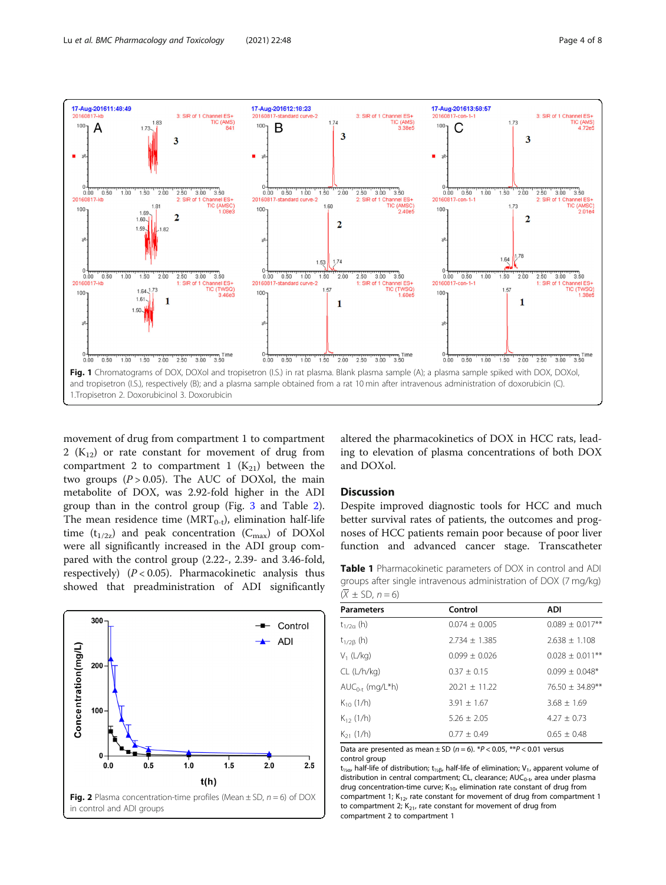Fig. 1 Chromatograms of DOX, DOXol and tropisetron (I.S.) in rat plasma. Blank plasma sample (A); a plasma sample spiked with DOX, DOXol, and tropisetron (I.S.), respectively (B); and a plasma sample obtained from a rat 10 min after intravenous administration of doxorubicin (C). 1.Tropisetron 2. Doxorubicinol 3. Doxorubicin

movement of drug from compartment 1 to compartment 2 ($K_{12}$) or rate constant for movement of drug from compartment 2 to compartment 1 ($K_{21}$) between the two groups ($P > 0.05$). The AUC of DOXol, the main metabolite of DOX, was 2.92-fold higher in the ADI group than in the control group (Fig. 3 and Table 2). The mean residence time ($MRT_{0\text{-}t}$), elimination half-life time ($t_{1/2z}$) and peak concentration ($C_{max}$) of DOXol were all significantly increased in the ADI group compared with the control group (2.22-, 2.39- and 3.46-fold, respectively) ($P < 0.05$). Pharmacokinetic analysis thus showed that preadministration of ADI significantly altered the pharmacokinetics of DOX in HCC rats, leading to elevation of plasma concentrations of both DOX and DOXol.

Fig. 2 Plasma concentration-time profiles (Mean ± SD, $n = 6$) of DOX in control and ADI groups

## Discussion

Despite improved diagnostic tools for HCC and much better survival rates of patients, the outcomes and prognoses of HCC patients remain poor because of poor liver function and advanced cancer stage. Transcatheter

**Table 1** Pharmacokinetic parameters of DOX in control and ADI groups after single intravenous administration of DOX (7 mg/kg) ($\bar{X}$ ± SD, $n = 6$)

| Parameters | Control | ADI |
|---|---|---|
| $t_{1/2\alpha}$ (h) | 0.074 ± 0.005 | 0.089 ± 0.017** |
| $t_{1/2\beta}$ (h) | 2.734 ± 1.385 | 2.638 ± 1.108 |
| $V_1$ (L/kg) | 0.099 ± 0.026 | 0.028 ± 0.011** |
| CL (L/h/kg) | 0.37 ± 0.15 | 0.099 ± 0.048* |
| $AUC_{0\text{-}t}$ (mg/L*h) | 20.21 ± 11.22 | 76.50 ± 34.89** |
| $K_{10}$ (1/h) | 3.91 ± 1.67 | 3.68 ± 1.69 |
| $K_{12}$ (1/h) | 5.26 ± 2.05 | 4.27 ± 0.73 |
| $K_{21}$ (1/h) | 0.77 ± 0.49 | 0.65 ± 0.48 |

Data are presented as mean ± SD ($n = 6$). *$P < 0.05$, **$P < 0.01$ versus control group

$t_{1/2\alpha}$, half-life of distribution; $t_{1/2\beta}$, half-life of elimination; $V_1$, apparent volume of distribution in central compartment; CL, clearance; $AUC_{0\text{-}t}$, area under plasma drug concentration-time curve; $K_{10}$, elimination rate constant of drug from compartment 1; $K_{12}$, rate constant for movement of drug from compartment 1 to compartment 2; $K_{21}$, rate constant for movement of drug from compartment 2 to compartment 1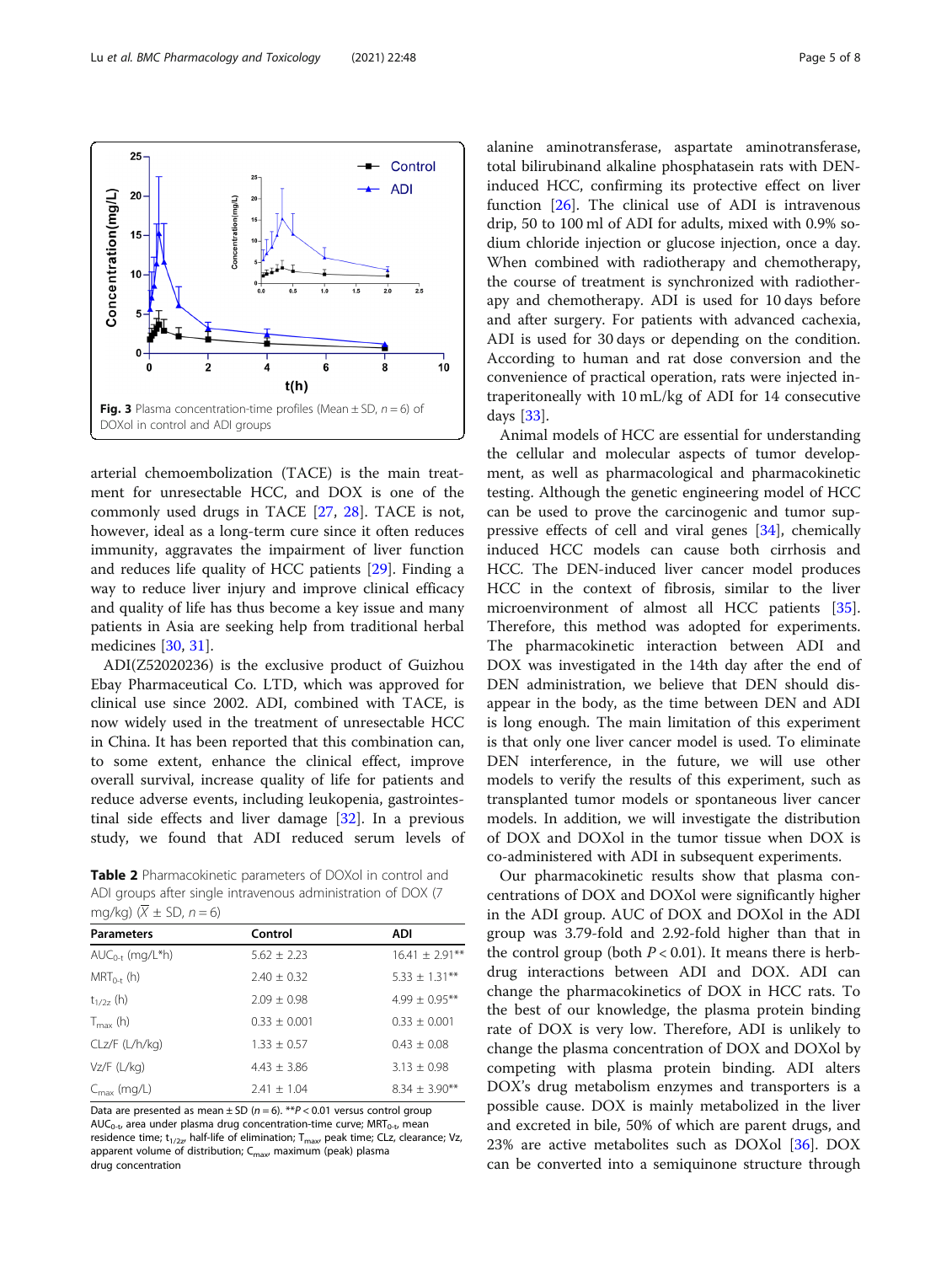**Fig. 3** Plasma concentration-time profiles (Mean ± SD, $n = 6$) of DOXol in control and ADI groups

arterial chemoembolization (TACE) is the main treatment for unresectable HCC, and DOX is one of the commonly used drugs in TACE [27, 28]. TACE is not, however, ideal as a long-term cure since it often reduces immunity, aggravates the impairment of liver function and reduces life quality of HCC patients [29]. Finding a way to reduce liver injury and improve clinical efficacy and quality of life has thus become a key issue and many patients in Asia are seeking help from traditional herbal medicines [30, 31].

ADI(Z52020236) is the exclusive product of Guizhou Ebay Pharmaceutical Co. LTD, which was approved for clinical use since 2002. ADI, combined with TACE, is now widely used in the treatment of unresectable HCC in China. It has been reported that this combination can, to some extent, enhance the clinical effect, improve overall survival, increase quality of life for patients and reduce adverse events, including leukopenia, gastrointestinal side effects and liver damage [32]. In a previous study, we found that ADI reduced serum levels of alanine aminotransferase, aspartate aminotransferase, total bilirubinand alkaline phosphatasein rats with DEN-induced HCC, confirming its protective effect on liver function [26]. The clinical use of ADI is intravenous drip, 50 to 100 ml of ADI for adults, mixed with 0.9% sodium chloride injection or glucose injection, once a day. When combined with radiotherapy and chemotherapy, the course of treatment is synchronized with radiotherapy and chemotherapy. ADI is used for 10 days before and after surgery. For patients with advanced cachexia, ADI is used for 30 days or depending on the condition. According to human and rat dose conversion and the convenience of practical operation, rats were injected intraperitoneally with 10 mL/kg of ADI for 14 consecutive days [33].

**Table 2** Pharmacokinetic parameters of DOXol in control and ADI groups after single intravenous administration of DOX (7 mg/kg) ($\overline{X} \pm$ SD, $n = 6$)

| Parameters | Control | ADI |
|---|---|---|
| $AUC_{0-t}$ (mg/L*h) | 5.62 ± 2.23 | 16.41 ± 2.91** |
| $MRT_{0-t}$ (h) | 2.40 ± 0.32 | 5.33 ± 1.31** |
| $t_{1/2z}$ (h) | 2.09 ± 0.98 | 4.99 ± 0.95** |
| $T_{max}$ (h) | 0.33 ± 0.001 | 0.33 ± 0.001 |
| CLz/F (L/h/kg) | 1.33 ± 0.57 | 0.43 ± 0.08 |
| Vz/F (L/kg) | 4.43 ± 3.86 | 3.13 ± 0.98 |
| $C_{max}$ (mg/L) | 2.41 ± 1.04 | 8.34 ± 3.90** |

Data are presented as mean ± SD ($n = 6$). **$P < 0.01$ versus control group
$AUC_{0-t}$, area under plasma drug concentration-time curve; $MRT_{0-t}$, mean residence time; $t_{1/2z}$, half-life of elimination; $T_{max}$, peak time; CLz, clearance; Vz, apparent volume of distribution; $C_{max}$, maximum (peak) plasma drug concentration

Animal models of HCC are essential for understanding the cellular and molecular aspects of tumor development, as well as pharmacological and pharmacokinetic testing. Although the genetic engineering model of HCC can be used to prove the carcinogenic and tumor suppressive effects of cell and viral genes [34], chemically induced HCC models can cause both cirrhosis and HCC. The DEN-induced liver cancer model produces HCC in the context of fibrosis, similar to the liver microenvironment of almost all HCC patients [35]. Therefore, this method was adopted for experiments. The pharmacokinetic interaction between ADI and DOX was investigated in the 14th day after the end of DEN administration, we believe that DEN should disappear in the body, as the time between DEN and ADI is long enough. The main limitation of this experiment is that only one liver cancer model is used. To eliminate DEN interference, in the future, we will use other models to verify the results of this experiment, such as transplanted tumor models or spontaneous liver cancer models. In addition, we will investigate the distribution of DOX and DOXol in the tumor tissue when DOX is co-administered with ADI in subsequent experiments.

Our pharmacokinetic results show that plasma concentrations of DOX and DOXol were significantly higher in the ADI group. AUC of DOX and DOXol in the ADI group was 3.79-fold and 2.92-fold higher than that in the control group (both $P < 0.01$). It means there is herb-drug interactions between ADI and DOX. ADI can change the pharmacokinetics of DOX in HCC rats. To the best of our knowledge, the plasma protein binding rate of DOX is very low. Therefore, ADI is unlikely to change the plasma concentration of DOX and DOXol by competing with plasma protein binding. ADI alters DOX's drug metabolism enzymes and transporters is a possible cause. DOX is mainly metabolized in the liver and excreted in bile, 50% of which are parent drugs, and 23% are active metabolites such as DOXol [36]. DOX can be converted into a semiquinone structure through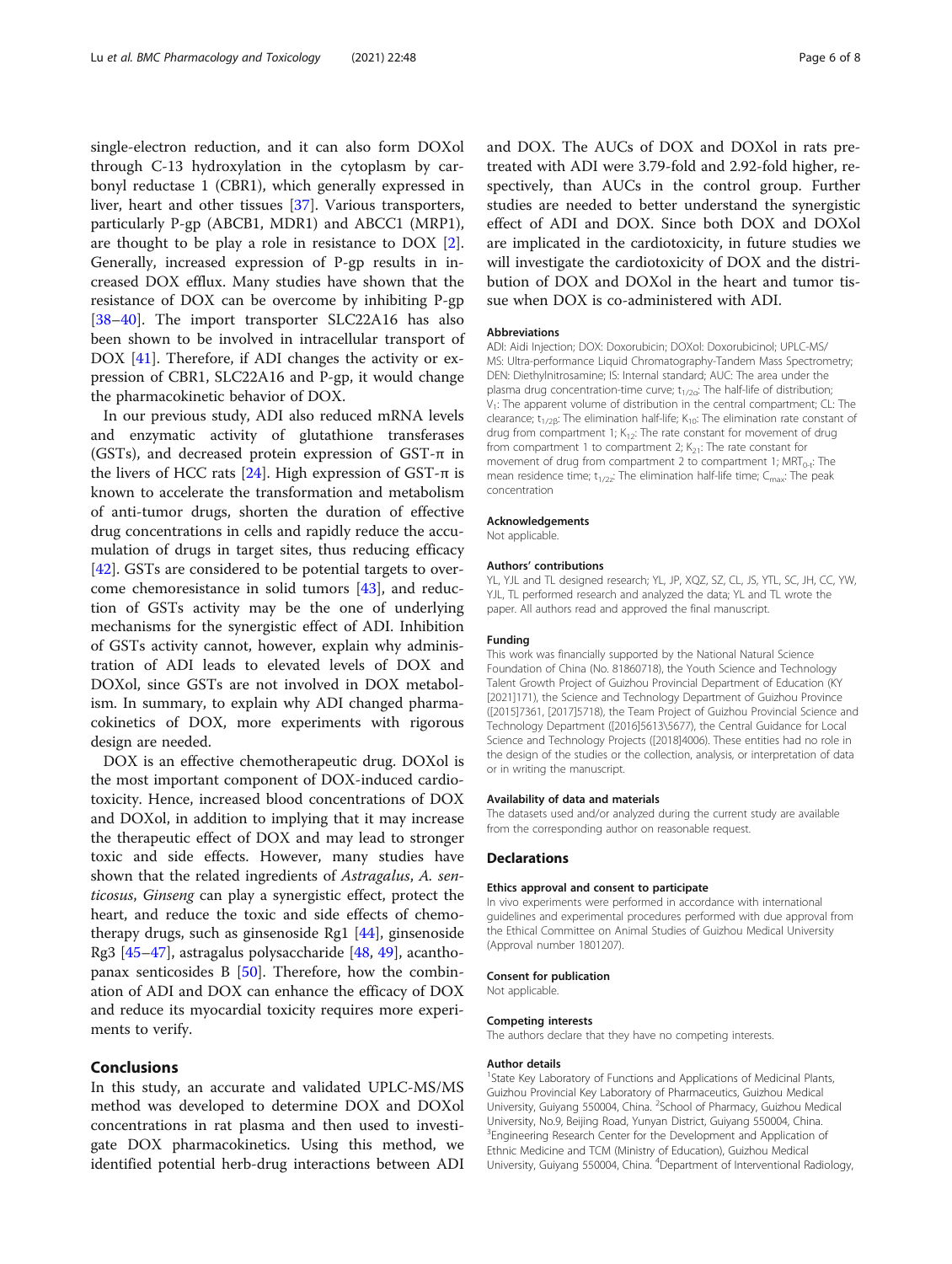single-electron reduction, and it can also form DOXol through C-13 hydroxylation in the cytoplasm by carbonyl reductase 1 (CBR1), which generally expressed in liver, heart and other tissues [37]. Various transporters, particularly P-gp (ABCB1, MDR1) and ABCC1 (MRP1), are thought to be play a role in resistance to DOX [2]. Generally, increased expression of P-gp results in increased DOX efflux. Many studies have shown that the resistance of DOX can be overcome by inhibiting P-gp [38–40]. The import transporter SLC22A16 has also been shown to be involved in intracellular transport of DOX [41]. Therefore, if ADI changes the activity or expression of CBR1, SLC22A16 and P-gp, it would change the pharmacokinetic behavior of DOX.

In our previous study, ADI also reduced mRNA levels and enzymatic activity of glutathione transferases (GSTs), and decreased protein expression of GST-π in the livers of HCC rats [24]. High expression of GST-π is known to accelerate the transformation and metabolism of anti-tumor drugs, shorten the duration of effective drug concentrations in cells and rapidly reduce the accumulation of drugs in target sites, thus reducing efficacy [42]. GSTs are considered to be potential targets to overcome chemoresistance in solid tumors [43], and reduction of GSTs activity may be the one of underlying mechanisms for the synergistic effect of ADI. Inhibition of GSTs activity cannot, however, explain why administration of ADI leads to elevated levels of DOX and DOXol, since GSTs are not involved in DOX metabolism. In summary, to explain why ADI changed pharmacokinetics of DOX, more experiments with rigorous design are needed.

DOX is an effective chemotherapeutic drug. DOXol is the most important component of DOX-induced cardiotoxicity. Hence, increased blood concentrations of DOX and DOXol, in addition to implying that it may increase the therapeutic effect of DOX and may lead to stronger toxic and side effects. However, many studies have shown that the related ingredients of *Astragalus*, *A. senticosus*, *Ginseng* can play a synergistic effect, protect the heart, and reduce the toxic and side effects of chemotherapy drugs, such as ginsenoside Rg1 [44], ginsenoside Rg3 [45–47], astragalus polysaccharide [48, 49], acanthopanax senticosides B [50]. Therefore, how the combination of ADI and DOX can enhance the efficacy of DOX and reduce its myocardial toxicity requires more experiments to verify.

## Conclusions

In this study, an accurate and validated UPLC-MS/MS method was developed to determine DOX and DOXol concentrations in rat plasma and then used to investigate DOX pharmacokinetics. Using this method, we identified potential herb-drug interactions between ADI and DOX. The AUCs of DOX and DOXol in rats pretreated with ADI were 3.79-fold and 2.92-fold higher, respectively, than AUCs in the control group. Further studies are needed to better understand the synergistic effect of ADI and DOX. Since both DOX and DOXol are implicated in the cardiotoxicity, in future studies we will investigate the cardiotoxicity of DOX and the distribution of DOX and DOXol in the heart and tumor tissue when DOX is co-administered with ADI.

### Abbreviations

ADI: Aidi Injection; DOX: Doxorubicin; DOXol: Doxorubicinol; UPLC-MS/MS: Ultra-performance Liquid Chromatography-Tandem Mass Spectrometry; DEN: Diethylnitrosamine; IS: Internal standard; AUC: The area under the plasma drug concentration-time curve; $t_{1/2\alpha}$: The half-life of distribution; $V_1$: The apparent volume of distribution in the central compartment; CL: The clearance; $t_{1/2\beta}$: The elimination half-life; $K_{10}$: The elimination rate constant of drug from compartment 1; $K_{12}$: The rate constant for movement of drug from compartment 1 to compartment 2; $K_{21}$: The rate constant for movement of drug from compartment 2 to compartment 1; $MRT_{0-t}$: The mean residence time; $t_{1/2z}$: The elimination half-life time; $C_{max}$: The peak concentration

### Acknowledgements

Not applicable.

### Authors' contributions

YL, YJL and TL designed research; YL, JP, XQZ, SZ, CL, JS, YTL, SC, JH, CC, YW, YJL, TL performed research and analyzed the data; YL and TL wrote the paper. All authors read and approved the final manuscript.

### Funding

This work was financially supported by the National Natural Science Foundation of China (No. 81860718), the Youth Science and Technology Talent Growth Project of Guizhou Provincial Department of Education (KY [2021]171), the Science and Technology Department of Guizhou Province ([2015]7361, [2017]5718), the Team Project of Guizhou Provincial Science and Technology Department ([2016]5613\5677), the Central Guidance for Local Science and Technology Projects ([2018]4006). These entities had no role in the design of the studies or the collection, analysis, or interpretation of data or in writing the manuscript.

### Availability of data and materials

The datasets used and/or analyzed during the current study are available from the corresponding author on reasonable request.

## Declarations

### Ethics approval and consent to participate

In vivo experiments were performed in accordance with international guidelines and experimental procedures performed with due approval from the Ethical Committee on Animal Studies of Guizhou Medical University (Approval number 1801207).

### Consent for publication

Not applicable.

### Competing interests

The authors declare that they have no competing interests.

### Author details

[1]State Key Laboratory of Functions and Applications of Medicinal Plants, Guizhou Provincial Key Laboratory of Pharmaceutics, Guizhou Medical University, Guiyang 550004, China. [2]School of Pharmacy, Guizhou Medical University, No.9, Beijing Road, Yunyan District, Guiyang 550004, China. [3]Engineering Research Center for the Development and Application of Ethnic Medicine and TCM (Ministry of Education), Guizhou Medical University, Guiyang 550004, China. [4]Department of Interventional Radiology,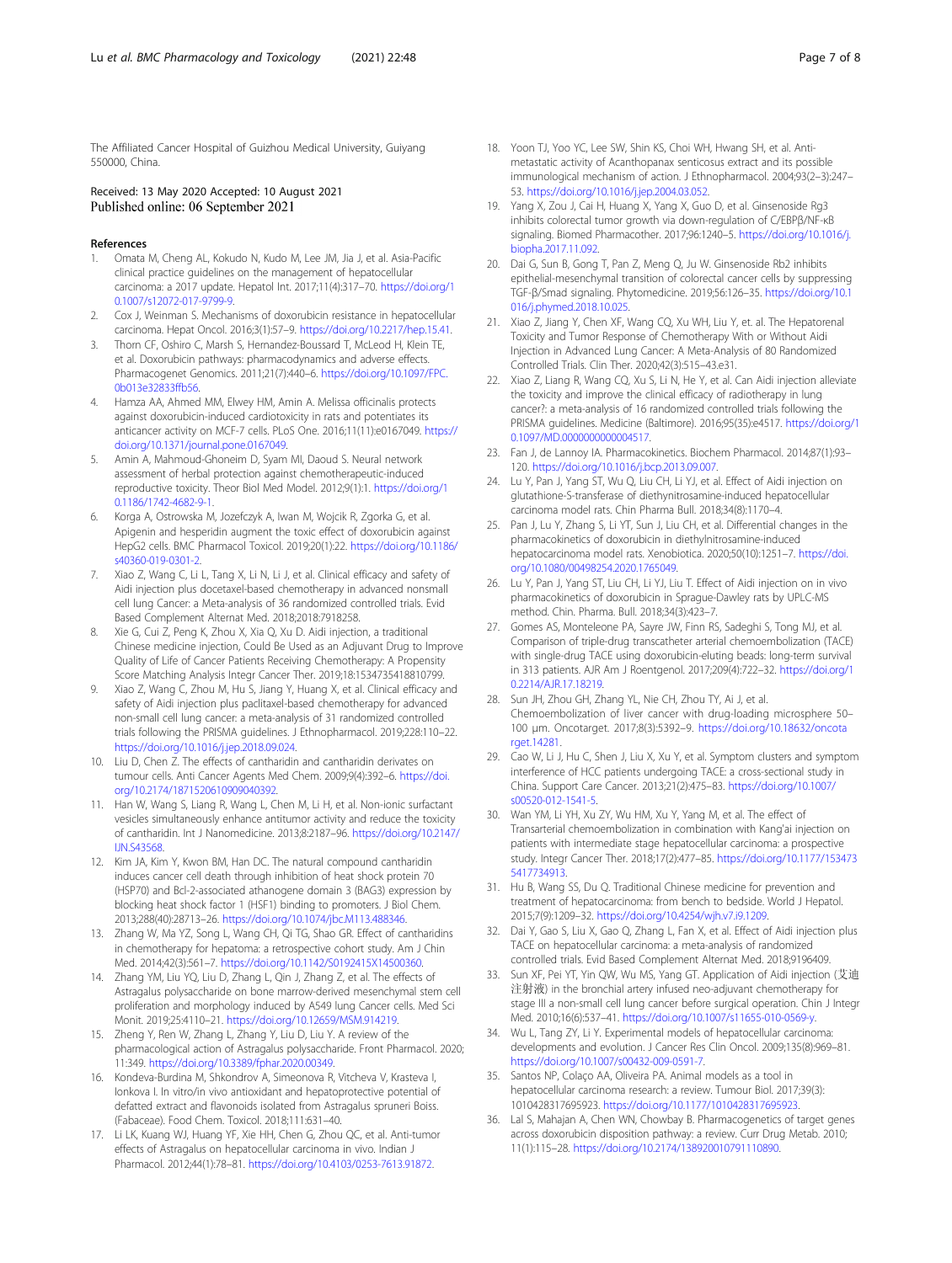The Affiliated Cancer Hospital of Guizhou Medical University, Guiyang 550000, China.

Received: 13 May 2020 Accepted: 10 August 2021
Published online: 06 September 2021

## References

1. Omata M, Cheng AL, Kokudo N, Kudo M, Lee JM, Jia J, et al. Asia-Pacific clinical practice guidelines on the management of hepatocellular carcinoma: a 2017 update. Hepatol Int. 2017;11(4):317–70. https://doi.org/10.1007/s12072-017-9799-9.
2. Cox J, Weinman S. Mechanisms of doxorubicin resistance in hepatocellular carcinoma. Hepat Oncol. 2016;3(1):57–9. https://doi.org/10.2217/hep.15.41.
3. Thorn CF, Oshiro C, Marsh S, Hernandez-Boussard T, McLeod H, Klein TE, et al. Doxorubicin pathways: pharmacodynamics and adverse effects. Pharmacogenet Genomics. 2011;21(7):440–6. https://doi.org/10.1097/FPC.0b013e32833ffb56.
4. Hamza AA, Ahmed MM, Elwey HM, Amin A. Melissa officinalis protects against doxorubicin-induced cardiotoxicity in rats and potentiates its anticancer activity on MCF-7 cells. PLoS One. 2016;11(11):e0167049. https://doi.org/10.1371/journal.pone.0167049.
5. Amin A, Mahmoud-Ghoneim D, Syam MI, Daoud S. Neural network assessment of herbal protection against chemotherapeutic-induced reproductive toxicity. Theor Biol Med Model. 2012;9(1):1. https://doi.org/10.1186/1742-4682-9-1.
6. Korga A, Ostrowska M, Jozefczyk A, Iwan M, Wojcik R, Zgorka G, et al. Apigenin and hesperidin augment the toxic effect of doxorubicin against HepG2 cells. BMC Pharmacol Toxicol. 2019;20(1):22. https://doi.org/10.1186/s40360-019-0301-2.
7. Xiao Z, Wang C, Li L, Tang X, Li N, Li J, et al. Clinical efficacy and safety of Aidi injection plus docetaxel-based chemotherapy in advanced nonsmall cell lung Cancer: a Meta-analysis of 36 randomized controlled trials. Evid Based Complement Alternat Med. 2018;2018:7918258.
8. Xie G, Cui Z, Peng K, Zhou X, Xia Q, Xu D. Aidi injection, a traditional Chinese medicine injection, Could Be Used as an Adjuvant Drug to Improve Quality of Life of Cancer Patients Receiving Chemotherapy: A Propensity Score Matching Analysis Integr Cancer Ther. 2019;18:1534735418810799.
9. Xiao Z, Wang C, Zhou M, Hu S, Jiang Y, Huang X, et al. Clinical efficacy and safety of Aidi injection plus paclitaxel-based chemotherapy for advanced non-small cell lung cancer: a meta-analysis of 31 randomized controlled trials following the PRISMA guidelines. J Ethnopharmacol. 2019;228:110–22. https://doi.org/10.1016/j.jep.2018.09.024.
10. Liu D, Chen Z. The effects of cantharidin and cantharidin derivates on tumour cells. Anti Cancer Agents Med Chem. 2009;9(4):392–6. https://doi.org/10.2174/1871520610909040392.
11. Han W, Wang S, Liang R, Wang L, Chen M, Li H, et al. Non-ionic surfactant vesicles simultaneously enhance antitumor activity and reduce the toxicity of cantharidin. Int J Nanomedicine. 2013;8:2187–96. https://doi.org/10.2147/IJN.S43568.
12. Kim JA, Kim Y, Kwon BM, Han DC. The natural compound cantharidin induces cancer cell death through inhibition of heat shock protein 70 (HSP70) and Bcl-2-associated athanogene domain 3 (BAG3) expression by blocking heat shock factor 1 (HSF1) binding to promoters. J Biol Chem. 2013;288(40):28713–26. https://doi.org/10.1074/jbc.M113.488346.
13. Zhang W, Ma YZ, Song L, Wang CH, Qi TG, Shao GR. Effect of cantharidins in chemotherapy for hepatoma: a retrospective cohort study. Am J Chin Med. 2014;42(3):561–7. https://doi.org/10.1142/S0192415X14500360.
14. Zhang YM, Liu YQ, Liu D, Zhang L, Qin J, Zhang Z, et al. The effects of Astragalus polysaccharide on bone marrow-derived mesenchymal stem cell proliferation and morphology induced by A549 lung Cancer cells. Med Sci Monit. 2019;25:4110–21. https://doi.org/10.12659/MSM.914219.
15. Zheng Y, Ren W, Zhang L, Zhang Y, Liu D, Liu Y. A review of the pharmacological action of Astragalus polysaccharide. Front Pharmacol. 2020;11:349. https://doi.org/10.3389/fphar.2020.00349.
16. Kondeva-Burdina M, Shkondrov A, Simeonova R, Vitcheva V, Krasteva I, Ionkova I. In vitro/in vivo antioxidant and hepatoprotective potential of defatted extract and flavonoids isolated from Astragalus spruneri Boiss. (Fabaceae). Food Chem. Toxicol. 2018;111:631–40.
17. Li LK, Kuang WJ, Huang YF, Xie HH, Chen G, Zhou QC, et al. Anti-tumor effects of Astragalus on hepatocellular carcinoma in vivo. Indian J Pharmacol. 2012;44(1):78–81. https://doi.org/10.4103/0253-7613.91872.
18. Yoon TJ, Yoo YC, Lee SW, Shin KS, Choi WH, Hwang SH, et al. Anti-metastatic activity of Acanthopanax senticosus extract and its possible immunological mechanism of action. J Ethnopharmacol. 2004;93(2–3):247–53. https://doi.org/10.1016/j.jep.2004.03.052.
19. Yang X, Zou J, Cai H, Huang X, Yang X, Guo D, et al. Ginsenoside Rg3 inhibits colorectal tumor growth via down-regulation of C/EBPβ/NF-κB signaling. Biomed Pharmacother. 2017;96:1240–5. https://doi.org/10.1016/j.biopha.2017.11.092.
20. Dai G, Sun B, Gong T, Pan Z, Meng Q, Ju W. Ginsenoside Rb2 inhibits epithelial-mesenchymal transition of colorectal cancer cells by suppressing TGF-β/Smad signaling. Phytomedicine. 2019;56:126–35. https://doi.org/10.1016/j.phymed.2018.10.025.
21. Xiao Z, Jiang Y, Chen XF, Wang CQ, Xu WH, Liu Y, et. al. The Hepatorenal Toxicity and Tumor Response of Chemotherapy With or Without Aidi Injection in Advanced Lung Cancer: A Meta-Analysis of 80 Randomized Controlled Trials. Clin Ther. 2020;42(3):515–43.e31.
22. Xiao Z, Liang R, Wang CQ, Xu S, Li N, He Y, et al. Can Aidi injection alleviate the toxicity and improve the clinical efficacy of radiotherapy in lung cancer?: a meta-analysis of 16 randomized controlled trials following the PRISMA guidelines. Medicine (Baltimore). 2016;95(35):e4517. https://doi.org/10.1097/MD.0000000000004517.
23. Fan J, de Lannoy IA. Pharmacokinetics. Biochem Pharmacol. 2014;87(1):93–120. https://doi.org/10.1016/j.bcp.2013.09.007.
24. Lu Y, Pan J, Yang ST, Wu Q, Liu CH, Li YJ, et al. Effect of Aidi injection on glutathione-S-transferase of diethynitrosamine-induced hepatocellular carcinoma model rats. Chin Pharma Bull. 2018;34(8):1170–4.
25. Pan J, Lu Y, Zhang S, Li YT, Sun J, Liu CH, et al. Differential changes in the pharmacokinetics of doxorubicin in diethylnitrosamine-induced hepatocarcinoma model rats. Xenobiotica. 2020;50(10):1251–7. https://doi.org/10.1080/00498254.2020.1765049.
26. Lu Y, Pan J, Yang ST, Liu CH, Li YJ, Liu T. Effect of Aidi injection on in vivo pharmacokinetics of doxorubicin in Sprague-Dawley rats by UPLC-MS method. Chin. Pharma. Bull. 2018;34(3):423–7.
27. Gomes AS, Monteleone PA, Sayre JW, Finn RS, Sadeghi S, Tong MJ, et al. Comparison of triple-drug transcatheter arterial chemoembolization (TACE) with single-drug TACE using doxorubicin-eluting beads: long-term survival in 313 patients. AJR Am J Roentgenol. 2017;209(4):722–32. https://doi.org/10.2214/AJR.17.18219.
28. Sun JH, Zhou GH, Zhang YL, Nie CH, Zhou TY, Ai J, et al. Chemoembolization of liver cancer with drug-loading microsphere 50–100 μm. Oncotarget. 2017;8(3):5392–9. https://doi.org/10.18632/oncotarget.14281.
29. Cao W, Li J, Hu C, Shen J, Liu X, Xu Y, et al. Symptom clusters and symptom interference of HCC patients undergoing TACE: a cross-sectional study in China. Support Care Cancer. 2013;21(2):475–83. https://doi.org/10.1007/s00520-012-1541-5.
30. Wan YM, Li YH, Xu ZY, Wu HM, Xu Y, Yang M, et al. The effect of Transarterial chemoembolization in combination with Kang'ai injection on patients with intermediate stage hepatocellular carcinoma: a prospective study. Integr Cancer Ther. 2018;17(2):477–85. https://doi.org/10.1177/1534735417734913.
31. Hu B, Wang SS, Du Q. Traditional Chinese medicine for prevention and treatment of hepatocarcinoma: from bench to bedside. World J Hepatol. 2015;7(9):1209–32. https://doi.org/10.4254/wjh.v7.i9.1209.
32. Dai Y, Gao S, Liu X, Gao Q, Zhang L, Fan X, et al. Effect of Aidi injection plus TACE on hepatocellular carcinoma: a meta-analysis of randomized controlled trials. Evid Based Complement Alternat Med. 2018;9196409.
33. Sun XF, Pei YT, Yin QW, Wu MS, Yang GT. Application of Aidi injection (艾迪注射液) in the bronchial artery infused neo-adjuvant chemotherapy for stage III a non-small cell lung cancer before surgical operation. Chin J Integr Med. 2010;16(6):537–41. https://doi.org/10.1007/s11655-010-0569-y.
34. Wu L, Tang ZY, Li Y. Experimental models of hepatocellular carcinoma: developments and evolution. J Cancer Res Clin Oncol. 2009;135(8):969–81. https://doi.org/10.1007/s00432-009-0591-7.
35. Santos NP, Colaço AA, Oliveira PA. Animal models as a tool in hepatocellular carcinoma research: a review. Tumour Biol. 2017;39(3):1010428317695923. https://doi.org/10.1177/1010428317695923.
36. Lal S, Mahajan A, Chen WN, Chowbay B. Pharmacogenetics of target genes across doxorubicin disposition pathway: a review. Curr Drug Metab. 2010;11(1):115–28. https://doi.org/10.2174/138920010791110890.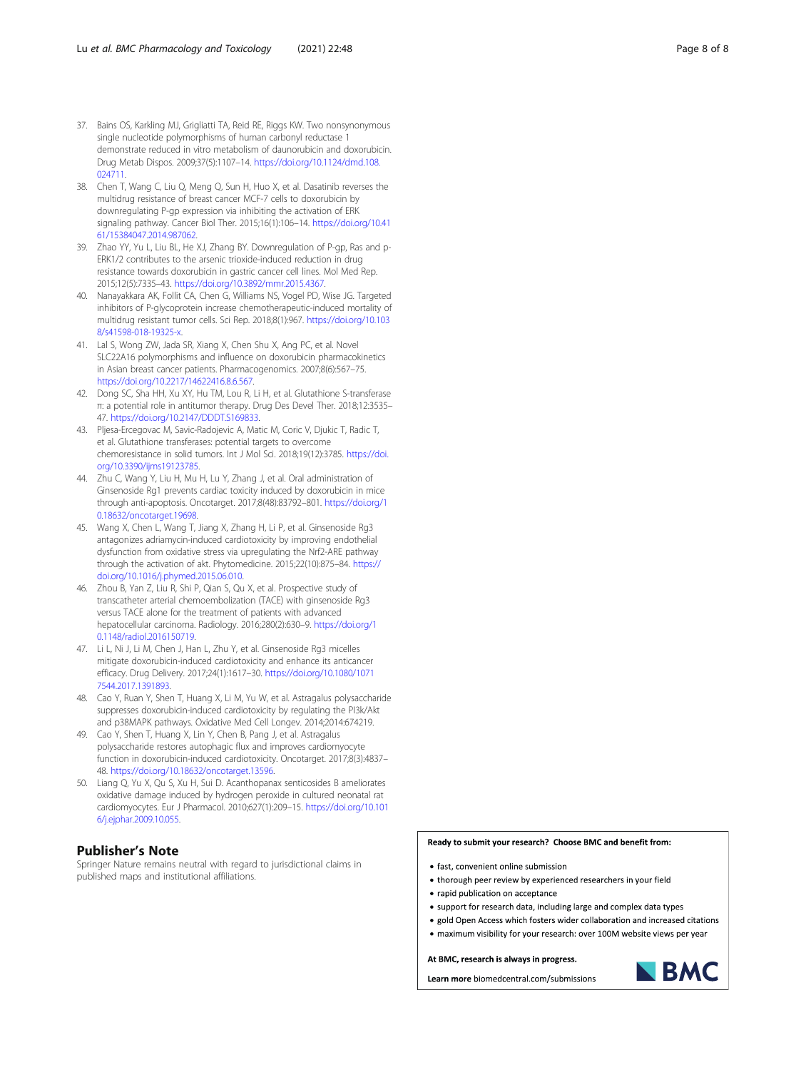37. Bains OS, Karkling MJ, Grigliatti TA, Reid RE, Riggs KW. Two nonsynonymous single nucleotide polymorphisms of human carbonyl reductase 1 demonstrate reduced in vitro metabolism of daunorubicin and doxorubicin. Drug Metab Dispos. 2009;37(5):1107–14. https://doi.org/10.1124/dmd.108.024711.
38. Chen T, Wang C, Liu Q, Meng Q, Sun H, Huo X, et al. Dasatinib reverses the multidrug resistance of breast cancer MCF-7 cells to doxorubicin by downregulating P-gp expression via inhibiting the activation of ERK signaling pathway. Cancer Biol Ther. 2015;16(1):106–14. https://doi.org/10.4161/15384047.2014.987062.
39. Zhao YY, Yu L, Liu BL, He XJ, Zhang BY. Downregulation of P-gp, Ras and p-ERK1/2 contributes to the arsenic trioxide-induced reduction in drug resistance towards doxorubicin in gastric cancer cell lines. Mol Med Rep. 2015;12(5):7335–43. https://doi.org/10.3892/mmr.2015.4367.
40. Nanayakkara AK, Follit CA, Chen G, Williams NS, Vogel PD, Wise JG. Targeted inhibitors of P-glycoprotein increase chemotherapeutic-induced mortality of multidrug resistant tumor cells. Sci Rep. 2018;8(1):967. https://doi.org/10.1038/s41598-018-19325-x.
41. Lal S, Wong ZW, Jada SR, Xiang X, Chen Shu X, Ang PC, et al. Novel SLC22A16 polymorphisms and influence on doxorubicin pharmacokinetics in Asian breast cancer patients. Pharmacogenomics. 2007;8(6):567–75. https://doi.org/10.2217/14622416.8.6.567.
42. Dong SC, Sha HH, Xu XY, Hu TM, Lou R, Li H, et al. Glutathione S-transferase π: a potential role in antitumor therapy. Drug Des Devel Ther. 2018;12:3535–47. https://doi.org/10.2147/DDDT.S169833.
43. Pljesa-Ercegovac M, Savic-Radojevic A, Matic M, Coric V, Djukic T, Radic T, et al. Glutathione transferases: potential targets to overcome chemoresistance in solid tumors. Int J Mol Sci. 2018;19(12):3785. https://doi.org/10.3390/ijms19123785.
44. Zhu C, Wang Y, Liu H, Mu H, Lu Y, Zhang J, et al. Oral administration of Ginsenoside Rg1 prevents cardiac toxicity induced by doxorubicin in mice through anti-apoptosis. Oncotarget. 2017;8(48):83792–801. https://doi.org/10.18632/oncotarget.19698.
45. Wang X, Chen L, Wang T, Jiang X, Zhang H, Li P, et al. Ginsenoside Rg3 antagonizes adriamycin-induced cardiotoxicity by improving endothelial dysfunction from oxidative stress via upregulating the Nrf2-ARE pathway through the activation of akt. Phytomedicine. 2015;22(10):875–84. https://doi.org/10.1016/j.phymed.2015.06.010.
46. Zhou B, Yan Z, Liu R, Shi P, Qian S, Qu X, et al. Prospective study of transcatheter arterial chemoembolization (TACE) with ginsenoside Rg3 versus TACE alone for the treatment of patients with advanced hepatocellular carcinoma. Radiology. 2016;280(2):630–9. https://doi.org/10.1148/radiol.2016150719.
47. Li L, Ni J, Li M, Chen J, Han L, Zhu Y, et al. Ginsenoside Rg3 micelles mitigate doxorubicin-induced cardiotoxicity and enhance its anticancer efficacy. Drug Delivery. 2017;24(1):1617–30. https://doi.org/10.1080/10717544.2017.1391893.
48. Cao Y, Ruan Y, Shen T, Huang X, Li M, Yu W, et al. Astragalus polysaccharide suppresses doxorubicin-induced cardiotoxicity by regulating the PI3k/Akt and p38MAPK pathways. Oxidative Med Cell Longev. 2014;2014:674219.
49. Cao Y, Shen T, Huang X, Lin Y, Chen B, Pang J, et al. Astragalus polysaccharide restores autophagic flux and improves cardiomyocyte function in doxorubicin-induced cardiotoxicity. Oncotarget. 2017;8(3):4837–48. https://doi.org/10.18632/oncotarget.13596.
50. Liang Q, Yu X, Qu S, Xu H, Sui D. Acanthopanax senticosides B ameliorates oxidative damage induced by hydrogen peroxide in cultured neonatal rat cardiomyocytes. Eur J Pharmacol. 2010;627(1):209–15. https://doi.org/10.1016/j.ejphar.2009.10.055.

## Publisher's Note

Springer Nature remains neutral with regard to jurisdictional claims in published maps and institutional affiliations.

**Ready to submit your research? Choose BMC and benefit from:**

- fast, convenient online submission
- thorough peer review by experienced researchers in your field
- rapid publication on acceptance
- support for research data, including large and complex data types
- gold Open Access which fosters wider collaboration and increased citations
- maximum visibility for your research: over 100M website views per year

**At BMC, research is always in progress.**

**Learn more** biomedcentral.com/submissions